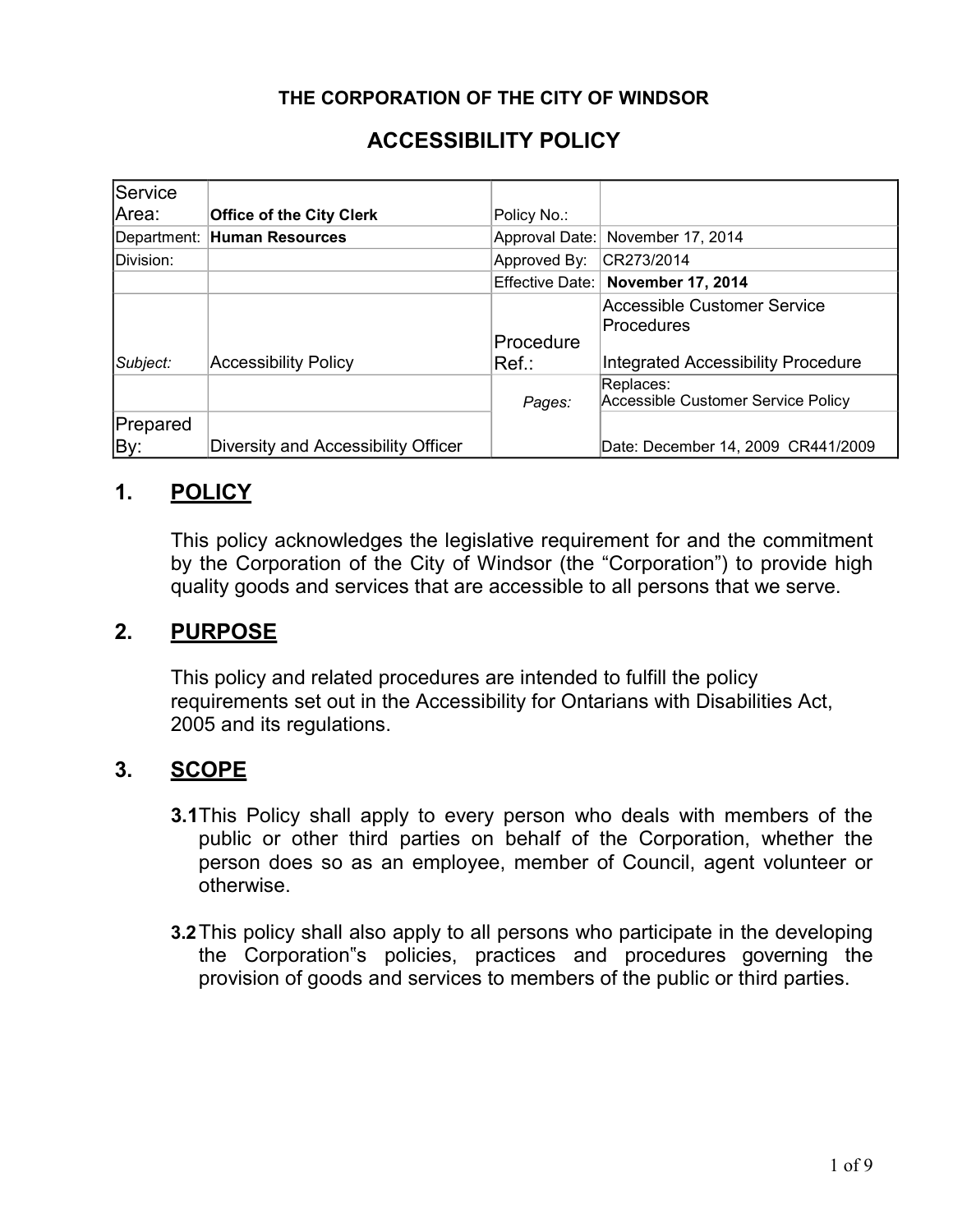**THE CORPORATION OF THE CITY OF WINDSOR**

# ACCESSIBILITY POLICY

| | | | |
|---|---|---|---|
| Service Area: | **Office of the City Clerk** | Policy No.: | |
| Department: | **Human Resources** | Approval Date: | November 17, 2014 |
| Division: | | Approved By: | CR273/2014 |
| | | Effective Date: | **November 17, 2014** |
| *Subject:* | Accessibility Policy | Procedure Ref.: | Accessible Customer Service Procedures<br><br>Integrated Accessibility Procedure |
| | | *Pages:* | Replaces:<br>Accessible Customer Service Policy |
| Prepared By: | Diversity and Accessibility Officer | | Date: December 14, 2009 CR441/2009 |

## 1. POLICY

This policy acknowledges the legislative requirement for and the commitment by the Corporation of the City of Windsor (the “Corporation”) to provide high quality goods and services that are accessible to all persons that we serve.

## 2. PURPOSE

This policy and related procedures are intended to fulfill the policy requirements set out in the Accessibility for Ontarians with Disabilities Act, 2005 and its regulations.

## 3. SCOPE

**3.1** This Policy shall apply to every person who deals with members of the public or other third parties on behalf of the Corporation, whether the person does so as an employee, member of Council, agent volunteer or otherwise.

**3.2** This policy shall also apply to all persons who participate in the developing the Corporation"s policies, practices and procedures governing the provision of goods and services to members of the public or third parties.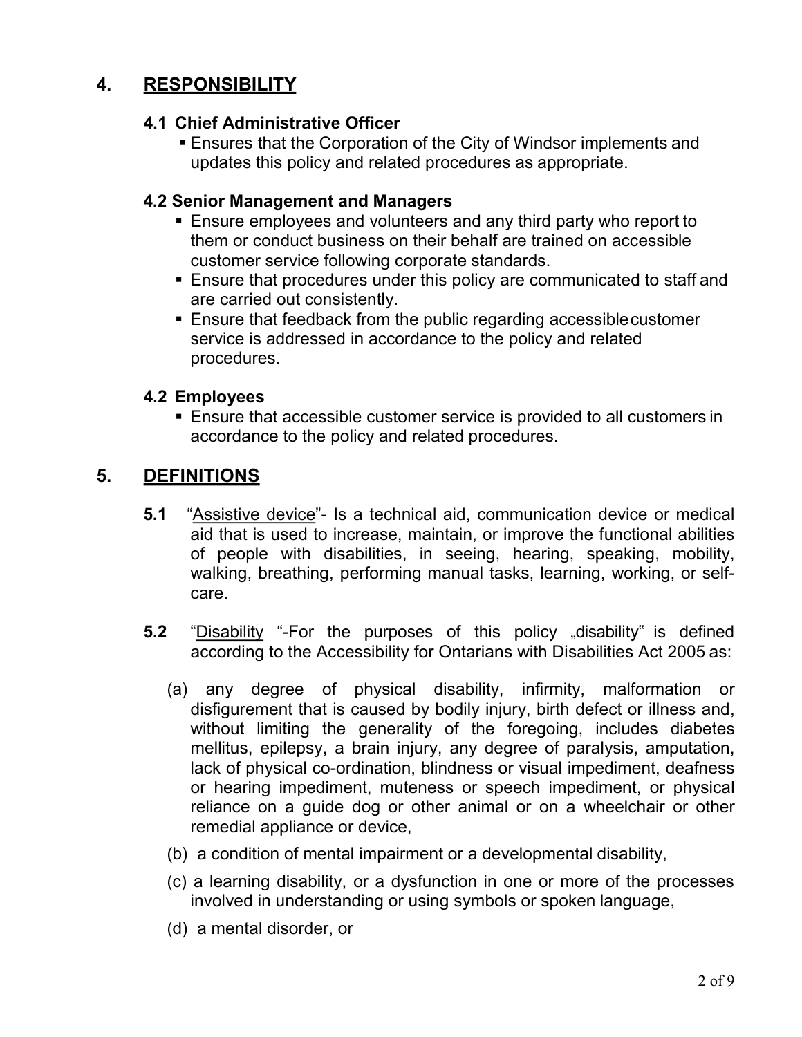## 4. RESPONSIBILITY

### 4.1 Chief Administrative Officer

- Ensures that the Corporation of the City of Windsor implements and updates this policy and related procedures as appropriate.

### 4.2 Senior Management and Managers

- Ensure employees and volunteers and any third party who report to them or conduct business on their behalf are trained on accessible customer service following corporate standards.
- Ensure that procedures under this policy are communicated to staff and are carried out consistently.
- Ensure that feedback from the public regarding accessible customer service is addressed in accordance to the policy and related procedures.

### 4.2 Employees

- Ensure that accessible customer service is provided to all customers in accordance to the policy and related procedures.

## 5. DEFINITIONS

**5.1** "Assistive device"- Is a technical aid, communication device or medical aid that is used to increase, maintain, or improve the functional abilities of people with disabilities, in seeing, hearing, speaking, mobility, walking, breathing, performing manual tasks, learning, working, or self-care.

**5.2** "Disability "-For the purposes of this policy „disability" is defined according to the Accessibility for Ontarians with Disabilities Act 2005 as:

(a) any degree of physical disability, infirmity, malformation or disfigurement that is caused by bodily injury, birth defect or illness and, without limiting the generality of the foregoing, includes diabetes mellitus, epilepsy, a brain injury, any degree of paralysis, amputation, lack of physical co-ordination, blindness or visual impediment, deafness or hearing impediment, muteness or speech impediment, or physical reliance on a guide dog or other animal or on a wheelchair or other remedial appliance or device,

(b) a condition of mental impairment or a developmental disability,

(c) a learning disability, or a dysfunction in one or more of the processes involved in understanding or using symbols or spoken language,

(d) a mental disorder, or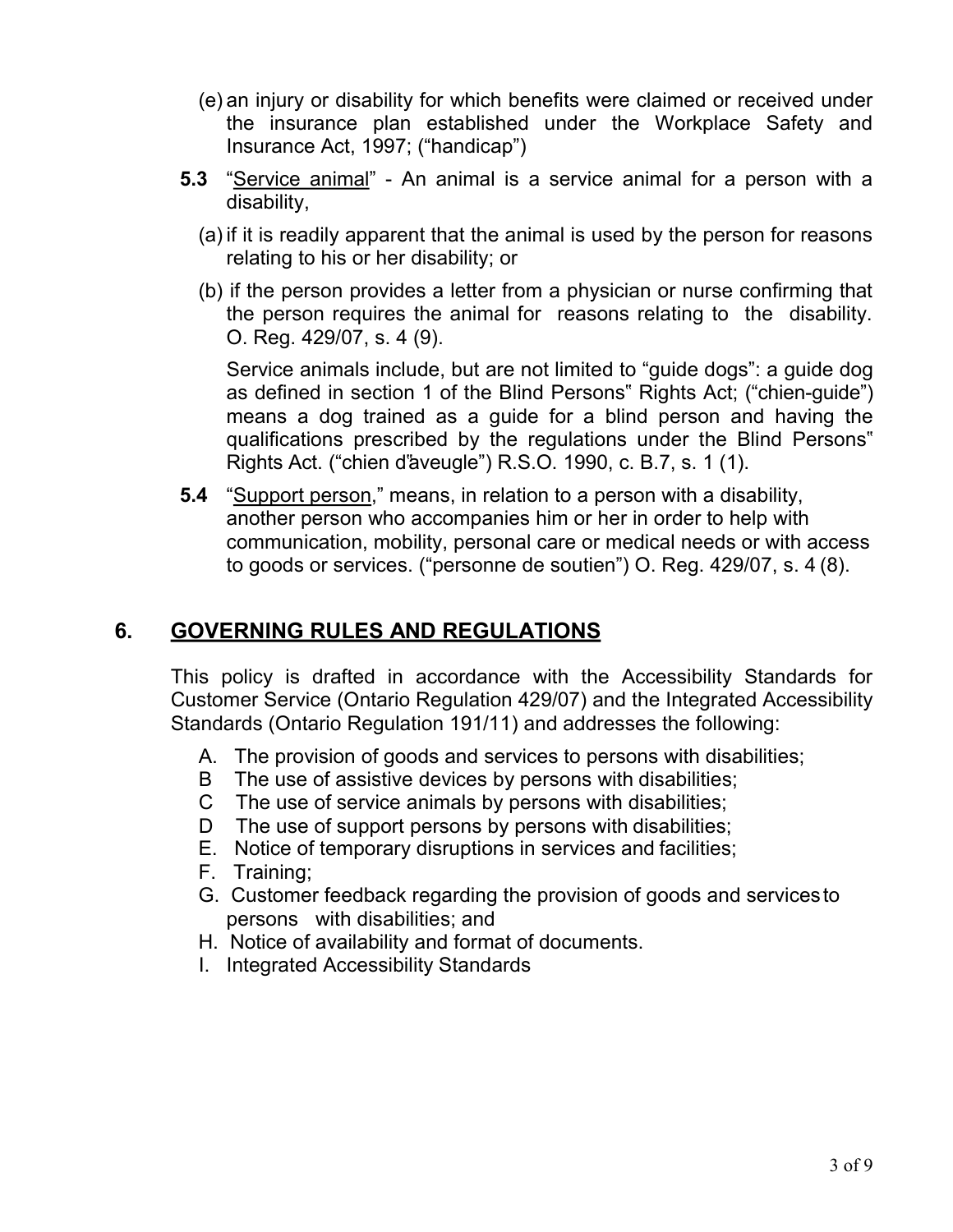(e) an injury or disability for which benefits were claimed or received under the insurance plan established under the Workplace Safety and Insurance Act, 1997; ("handicap")

**5.3** "Service animal" - An animal is a service animal for a person with a disability,

(a) if it is readily apparent that the animal is used by the person for reasons relating to his or her disability; or

(b) if the person provides a letter from a physician or nurse confirming that the person requires the animal for reasons relating to the disability. O. Reg. 429/07, s. 4 (9).

Service animals include, but are not limited to "guide dogs": a guide dog as defined in section 1 of the Blind Persons" Rights Act; ("chien-guide") means a dog trained as a guide for a blind person and having the qualifications prescribed by the regulations under the Blind Persons" Rights Act. ("chien d'aveugle") R.S.O. 1990, c. B.7, s. 1 (1).

**5.4** "Support person," means, in relation to a person with a disability, another person who accompanies him or her in order to help with communication, mobility, personal care or medical needs or with access to goods or services. ("personne de soutien") O. Reg. 429/07, s. 4 (8).

## 6. GOVERNING RULES AND REGULATIONS

This policy is drafted in accordance with the Accessibility Standards for Customer Service (Ontario Regulation 429/07) and the Integrated Accessibility Standards (Ontario Regulation 191/11) and addresses the following:

A. The provision of goods and services to persons with disabilities;
B The use of assistive devices by persons with disabilities;
C The use of service animals by persons with disabilities;
D The use of support persons by persons with disabilities;
E. Notice of temporary disruptions in services and facilities;
F. Training;
G. Customer feedback regarding the provision of goods and services to persons with disabilities; and
H. Notice of availability and format of documents.
I. Integrated Accessibility Standards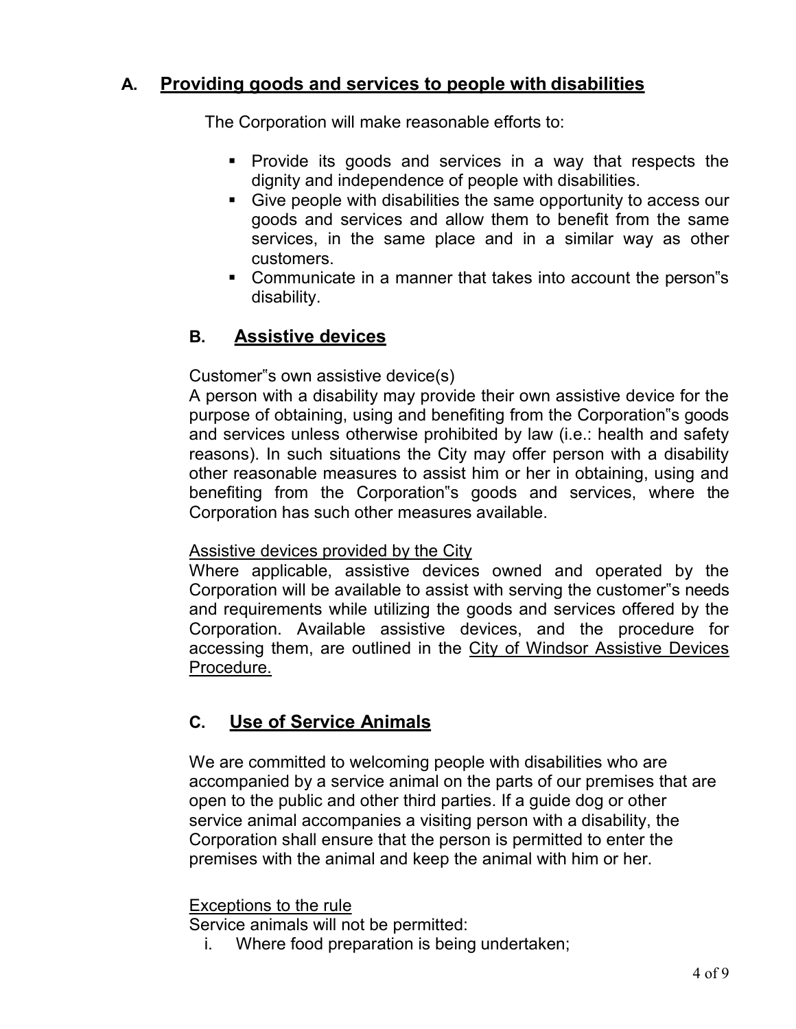## A. Providing goods and services to people with disabilities

The Corporation will make reasonable efforts to:

- Provide its goods and services in a way that respects the dignity and independence of people with disabilities.
- Give people with disabilities the same opportunity to access our goods and services and allow them to benefit from the same services, in the same place and in a similar way as other customers.
- Communicate in a manner that takes into account the person"s disability.

## B. Assistive devices

Customer"s own assistive device(s)

A person with a disability may provide their own assistive device for the purpose of obtaining, using and benefiting from the Corporation"s goods and services unless otherwise prohibited by law (i.e.: health and safety reasons). In such situations the City may offer person with a disability other reasonable measures to assist him or her in obtaining, using and benefiting from the Corporation"s goods and services, where the Corporation has such other measures available.

Assistive devices provided by the City

Where applicable, assistive devices owned and operated by the Corporation will be available to assist with serving the customer"s needs and requirements while utilizing the goods and services offered by the Corporation. Available assistive devices, and the procedure for accessing them, are outlined in the City of Windsor Assistive Devices Procedure.

## C. Use of Service Animals

We are committed to welcoming people with disabilities who are accompanied by a service animal on the parts of our premises that are open to the public and other third parties. If a guide dog or other service animal accompanies a visiting person with a disability, the Corporation shall ensure that the person is permitted to enter the premises with the animal and keep the animal with him or her.

Exceptions to the rule

Service animals will not be permitted:

i. Where food preparation is being undertaken;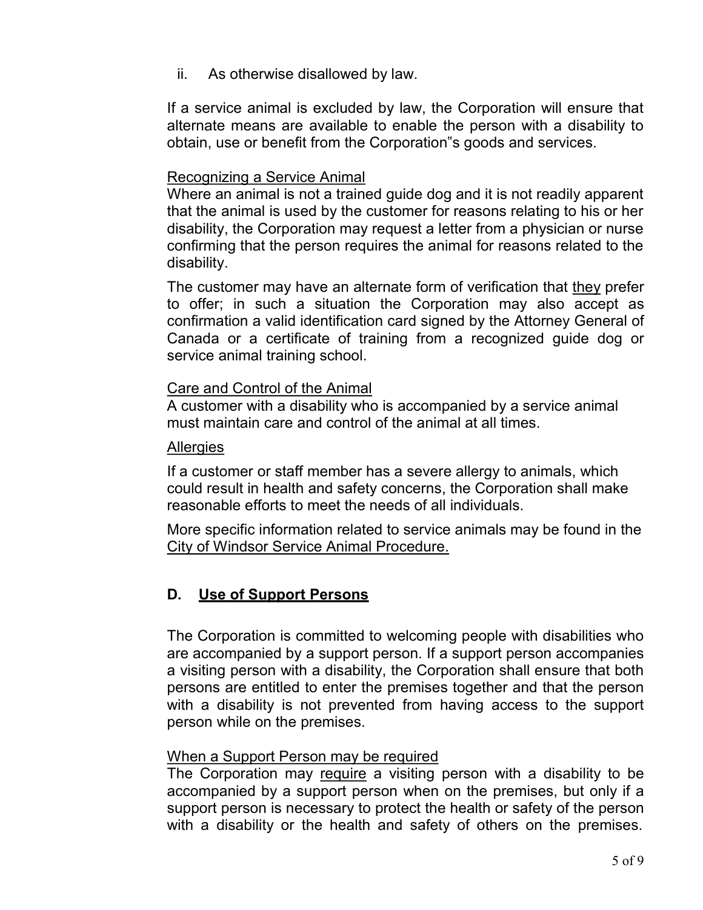ii. As otherwise disallowed by law.

If a service animal is excluded by law, the Corporation will ensure that alternate means are available to enable the person with a disability to obtain, use or benefit from the Corporation"s goods and services.

<u>Recognizing a Service Animal</u>
Where an animal is not a trained guide dog and it is not readily apparent that the animal is used by the customer for reasons relating to his or her disability, the Corporation may request a letter from a physician or nurse confirming that the person requires the animal for reasons related to the disability.

The customer may have an alternate form of verification that <u>they</u> prefer to offer; in such a situation the Corporation may also accept as confirmation a valid identification card signed by the Attorney General of Canada or a certificate of training from a recognized guide dog or service animal training school.

<u>Care and Control of the Animal</u>
A customer with a disability who is accompanied by a service animal must maintain care and control of the animal at all times.

<u>Allergies</u>

If a customer or staff member has a severe allergy to animals, which could result in health and safety concerns, the Corporation shall make reasonable efforts to meet the needs of all individuals.

More specific information related to service animals may be found in the <u>City of Windsor Service Animal Procedure.</u>

## D. <u>Use of Support Persons</u>

The Corporation is committed to welcoming people with disabilities who are accompanied by a support person. If a support person accompanies a visiting person with a disability, the Corporation shall ensure that both persons are entitled to enter the premises together and that the person with a disability is not prevented from having access to the support person while on the premises.

<u>When a Support Person may be required</u>
The Corporation may <u>require</u> a visiting person with a disability to be accompanied by a support person when on the premises, but only if a support person is necessary to protect the health or safety of the person with a disability or the health and safety of others on the premises.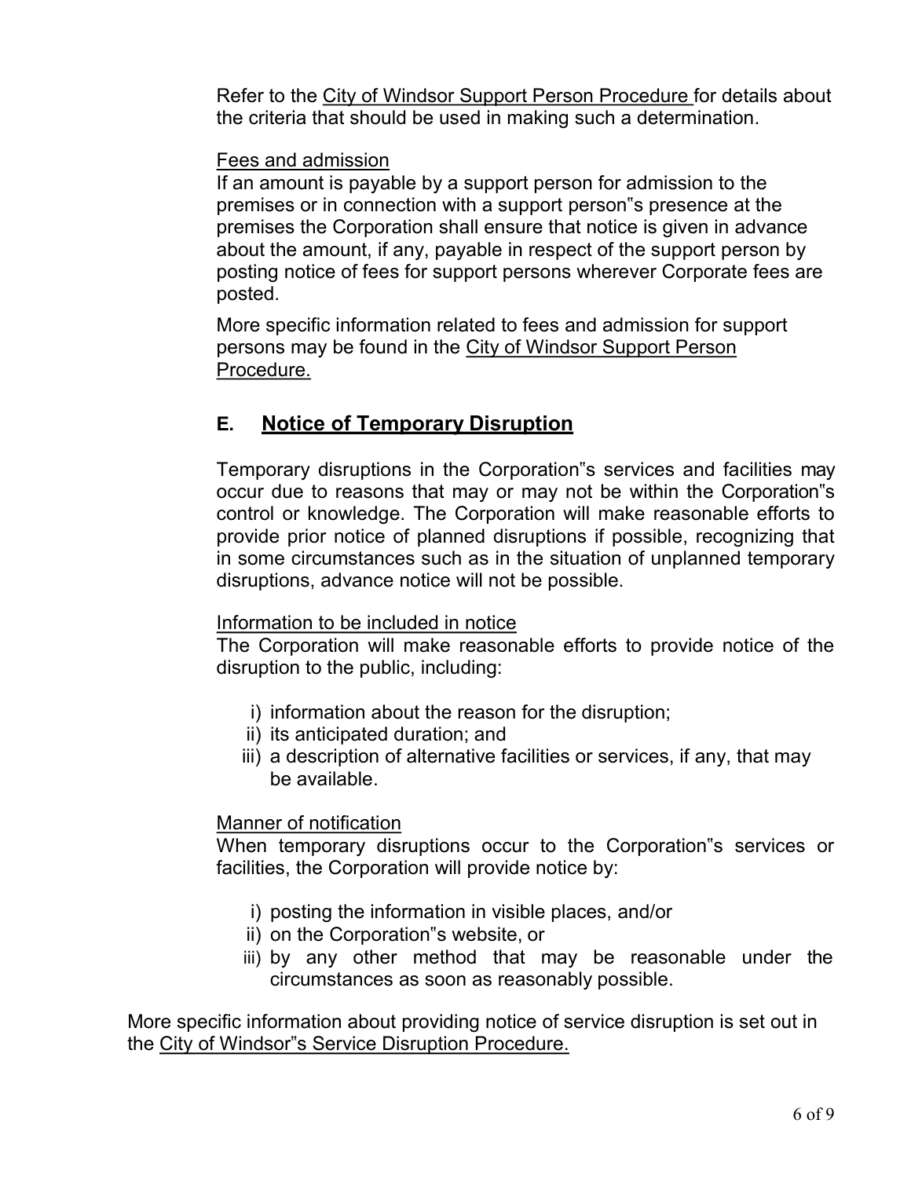Refer to the City of Windsor Support Person Procedure for details about the criteria that should be used in making such a determination.

Fees and admission

If an amount is payable by a support person for admission to the premises or in connection with a support person"s presence at the premises the Corporation shall ensure that notice is given in advance about the amount, if any, payable in respect of the support person by posting notice of fees for support persons wherever Corporate fees are posted.

More specific information related to fees and admission for support persons may be found in the City of Windsor Support Person Procedure.

## E. Notice of Temporary Disruption

Temporary disruptions in the Corporation"s services and facilities may occur due to reasons that may or may not be within the Corporation"s control or knowledge. The Corporation will make reasonable efforts to provide prior notice of planned disruptions if possible, recognizing that in some circumstances such as in the situation of unplanned temporary disruptions, advance notice will not be possible.

Information to be included in notice

The Corporation will make reasonable efforts to provide notice of the disruption to the public, including:

i) information about the reason for the disruption;
ii) its anticipated duration; and
iii) a description of alternative facilities or services, if any, that may be available.

Manner of notification

When temporary disruptions occur to the Corporation"s services or facilities, the Corporation will provide notice by:

i) posting the information in visible places, and/or
ii) on the Corporation"s website, or
iii) by any other method that may be reasonable under the circumstances as soon as reasonably possible.

More specific information about providing notice of service disruption is set out in the City of Windsor"s Service Disruption Procedure.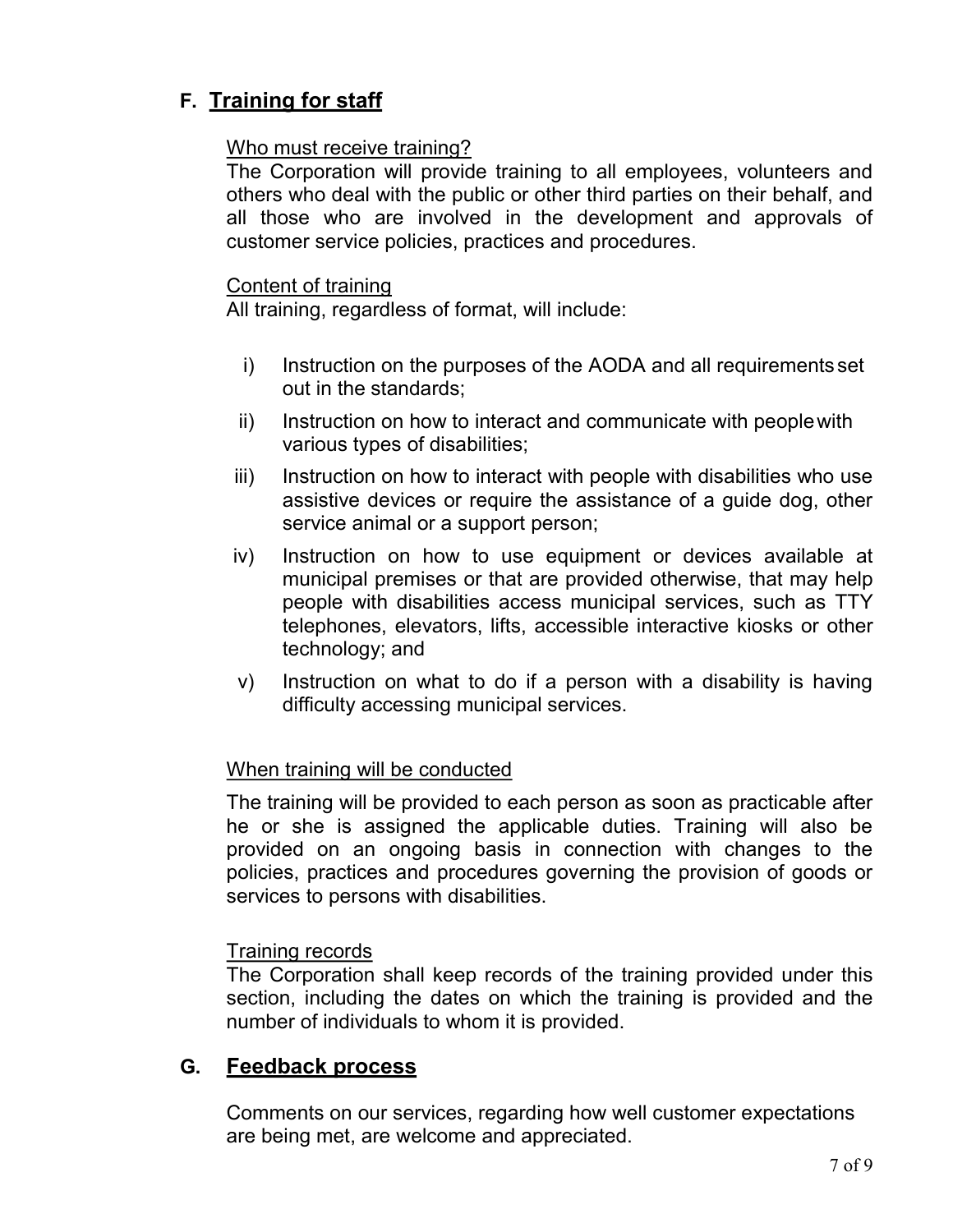## F. Training for staff

Who must receive training?

The Corporation will provide training to all employees, volunteers and others who deal with the public or other third parties on their behalf, and all those who are involved in the development and approvals of customer service policies, practices and procedures.

Content of training

All training, regardless of format, will include:

i) Instruction on the purposes of the AODA and all requirements set out in the standards;

ii) Instruction on how to interact and communicate with people with various types of disabilities;

iii) Instruction on how to interact with people with disabilities who use assistive devices or require the assistance of a guide dog, other service animal or a support person;

iv) Instruction on how to use equipment or devices available at municipal premises or that are provided otherwise, that may help people with disabilities access municipal services, such as TTY telephones, elevators, lifts, accessible interactive kiosks or other technology; and

v) Instruction on what to do if a person with a disability is having difficulty accessing municipal services.

When training will be conducted

The training will be provided to each person as soon as practicable after he or she is assigned the applicable duties. Training will also be provided on an ongoing basis in connection with changes to the policies, practices and procedures governing the provision of goods or services to persons with disabilities.

Training records

The Corporation shall keep records of the training provided under this section, including the dates on which the training is provided and the number of individuals to whom it is provided.

## G. Feedback process

Comments on our services, regarding how well customer expectations are being met, are welcome and appreciated.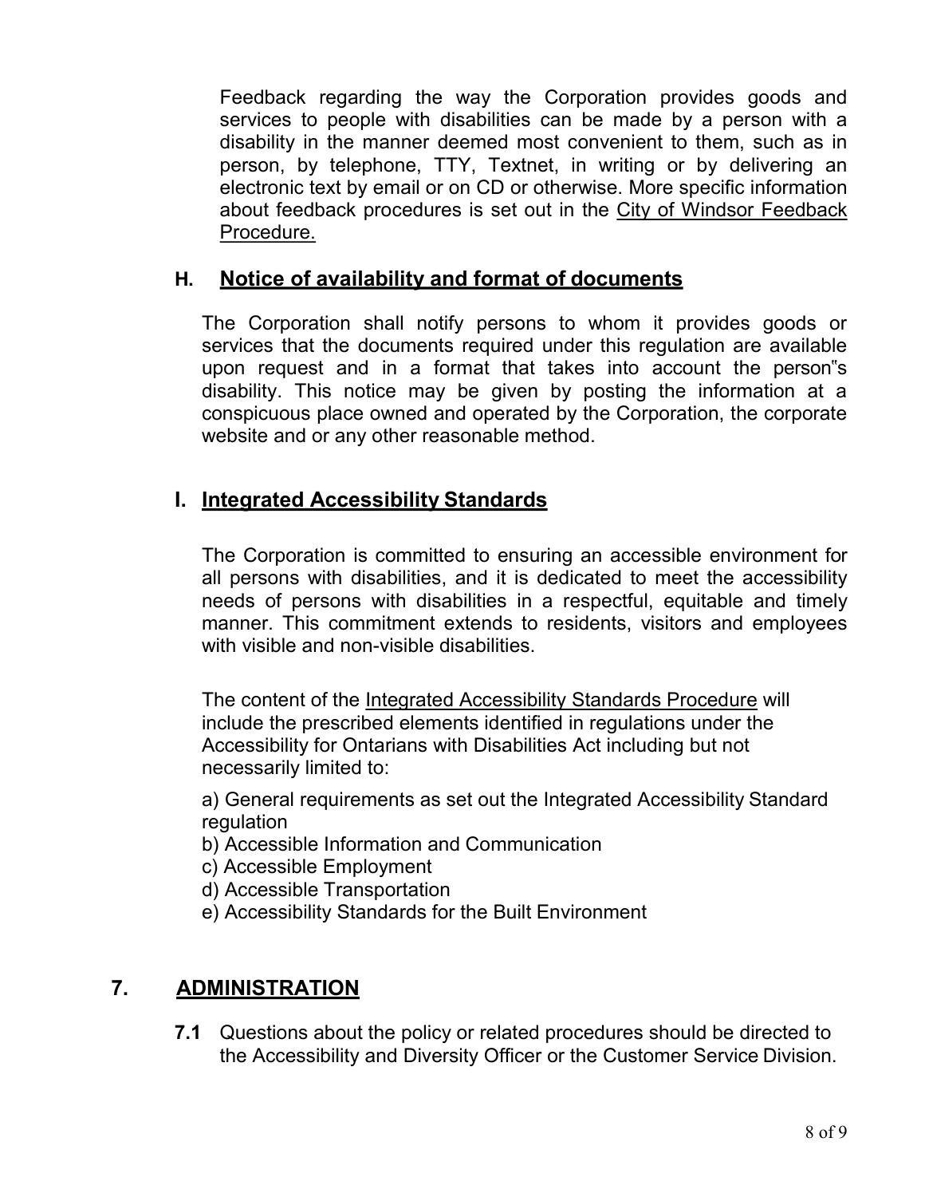Feedback regarding the way the Corporation provides goods and services to people with disabilities can be made by a person with a disability in the manner deemed most convenient to them, such as in person, by telephone, TTY, Textnet, in writing or by delivering an electronic text by email or on CD or otherwise. More specific information about feedback procedures is set out in the City of Windsor Feedback Procedure.

### H. Notice of availability and format of documents

The Corporation shall notify persons to whom it provides goods or services that the documents required under this regulation are available upon request and in a format that takes into account the person"s disability. This notice may be given by posting the information at a conspicuous place owned and operated by the Corporation, the corporate website and or any other reasonable method.

### I. Integrated Accessibility Standards

The Corporation is committed to ensuring an accessible environment for all persons with disabilities, and it is dedicated to meet the accessibility needs of persons with disabilities in a respectful, equitable and timely manner. This commitment extends to residents, visitors and employees with visible and non-visible disabilities.

The content of the Integrated Accessibility Standards Procedure will include the prescribed elements identified in regulations under the Accessibility for Ontarians with Disabilities Act including but not necessarily limited to:

a) General requirements as set out the Integrated Accessibility Standard regulation
b) Accessible Information and Communication
c) Accessible Employment
d) Accessible Transportation
e) Accessibility Standards for the Built Environment

## 7. ADMINISTRATION

**7.1** Questions about the policy or related procedures should be directed to the Accessibility and Diversity Officer or the Customer Service Division.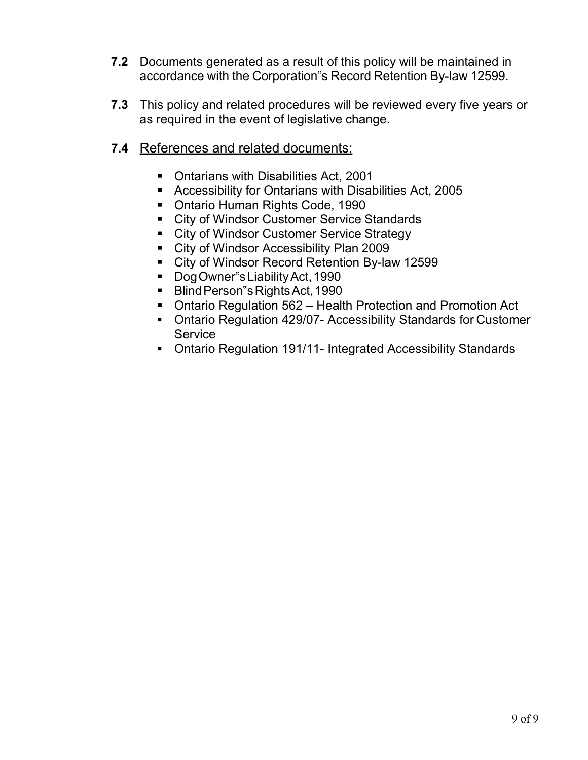**7.2** Documents generated as a result of this policy will be maintained in accordance with the Corporation"s Record Retention By-law 12599.

**7.3** This policy and related procedures will be reviewed every five years or as required in the event of legislative change.

**7.4** References and related documents:

- Ontarians with Disabilities Act, 2001
- Accessibility for Ontarians with Disabilities Act, 2005
- Ontario Human Rights Code, 1990
- City of Windsor Customer Service Standards
- City of Windsor Customer Service Strategy
- City of Windsor Accessibility Plan 2009
- City of Windsor Record Retention By-law 12599
- Dog Owner"s Liability Act, 1990
- Blind Person"s Rights Act, 1990
- Ontario Regulation 562 – Health Protection and Promotion Act
- Ontario Regulation 429/07- Accessibility Standards for Customer Service
- Ontario Regulation 191/11- Integrated Accessibility Standards